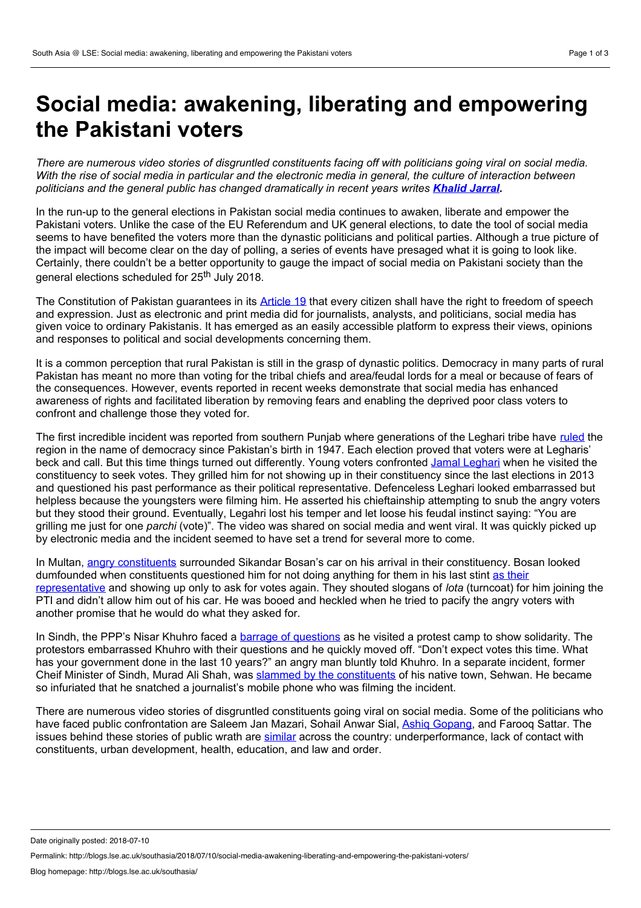# Social media: awakening, liberating and empowering the Pakistani voters

*There are numerous video stories of disgruntled constituents facing off with politicians going viral on social media. With the rise of social media in particular and the electronic media in general, the culture of interaction between politicians and the general public has changed dramatically in recent years writes* ***Khalid Jarral****.*

In the run-up to the general elections in Pakistan social media continues to awaken, liberate and empower the Pakistani voters. Unlike the case of the EU Referendum and UK general elections, to date the tool of social media seems to have benefited the voters more than the dynastic politicians and political parties. Although a true picture of the impact will become clear on the day of polling, a series of events have presaged what it is going to look like. Certainly, there couldn't be a better opportunity to gauge the impact of social media on Pakistani society than the general elections scheduled for 25th July 2018.

The Constitution of Pakistan guarantees in its Article 19 that every citizen shall have the right to freedom of speech and expression. Just as electronic and print media did for journalists, analysts, and politicians, social media has given voice to ordinary Pakistanis. It has emerged as an easily accessible platform to express their views, opinions and responses to political and social developments concerning them.

It is a common perception that rural Pakistan is still in the grasp of dynastic politics. Democracy in many parts of rural Pakistan has meant no more than voting for the tribal chiefs and area/feudal lords for a meal or because of fears of the consequences. However, events reported in recent weeks demonstrate that social media has enhanced awareness of rights and facilitated liberation by removing fears and enabling the deprived poor class voters to confront and challenge those they voted for.

The first incredible incident was reported from southern Punjab where generations of the Leghari tribe have ruled the region in the name of democracy since Pakistan's birth in 1947. Each election proved that voters were at Legharis' beck and call. But this time things turned out differently. Young voters confronted Jamal Leghari when he visited the constituency to seek votes. They grilled him for not showing up in their constituency since the last elections in 2013 and questioned his past performance as their political representative. Defenceless Leghari looked embarrassed but helpless because the youngsters were filming him. He asserted his chieftainship attempting to snub the angry voters but they stood their ground. Eventually, Legahri lost his temper and let loose his feudal instinct saying: "You are grilling me just for one *parchi* (vote)". The video was shared on social media and went viral. It was quickly picked up by electronic media and the incident seemed to have set a trend for several more to come.

In Multan, angry constituents surrounded Sikandar Bosan's car on his arrival in their constituency. Bosan looked dumfounded when constituents questioned him for not doing anything for them in his last stint as their representative and showing up only to ask for votes again. They shouted slogans of *lota* (turncoat) for him joining the PTI and didn't allow him out of his car. He was booed and heckled when he tried to pacify the angry voters with another promise that he would do what they asked for.

In Sindh, the PPP's Nisar Khuhro faced a barrage of questions as he visited a protest camp to show solidarity. The protestors embarrassed Khuhro with their questions and he quickly moved off. "Don't expect votes this time. What has your government done in the last 10 years?" an angry man bluntly told Khuhro. In a separate incident, former Cheif Minister of Sindh, Murad Ali Shah, was slammed by the constituents of his native town, Sehwan. He became so infuriated that he snatched a journalist's mobile phone who was filming the incident.

There are numerous video stories of disgruntled constituents going viral on social media. Some of the politicians who have faced public confrontation are Saleem Jan Mazari, Sohail Anwar Sial, Ashiq Gopang, and Farooq Sattar. The issues behind these stories of public wrath are similar across the country: underperformance, lack of contact with constituents, urban development, health, education, and law and order.

Date originally posted: 2018-07-10

Permalink: http://blogs.lse.ac.uk/southasia/2018/07/10/social-media-awakening-liberating-and-empowering-the-pakistani-voters/

Blog homepage: http://blogs.lse.ac.uk/southasia/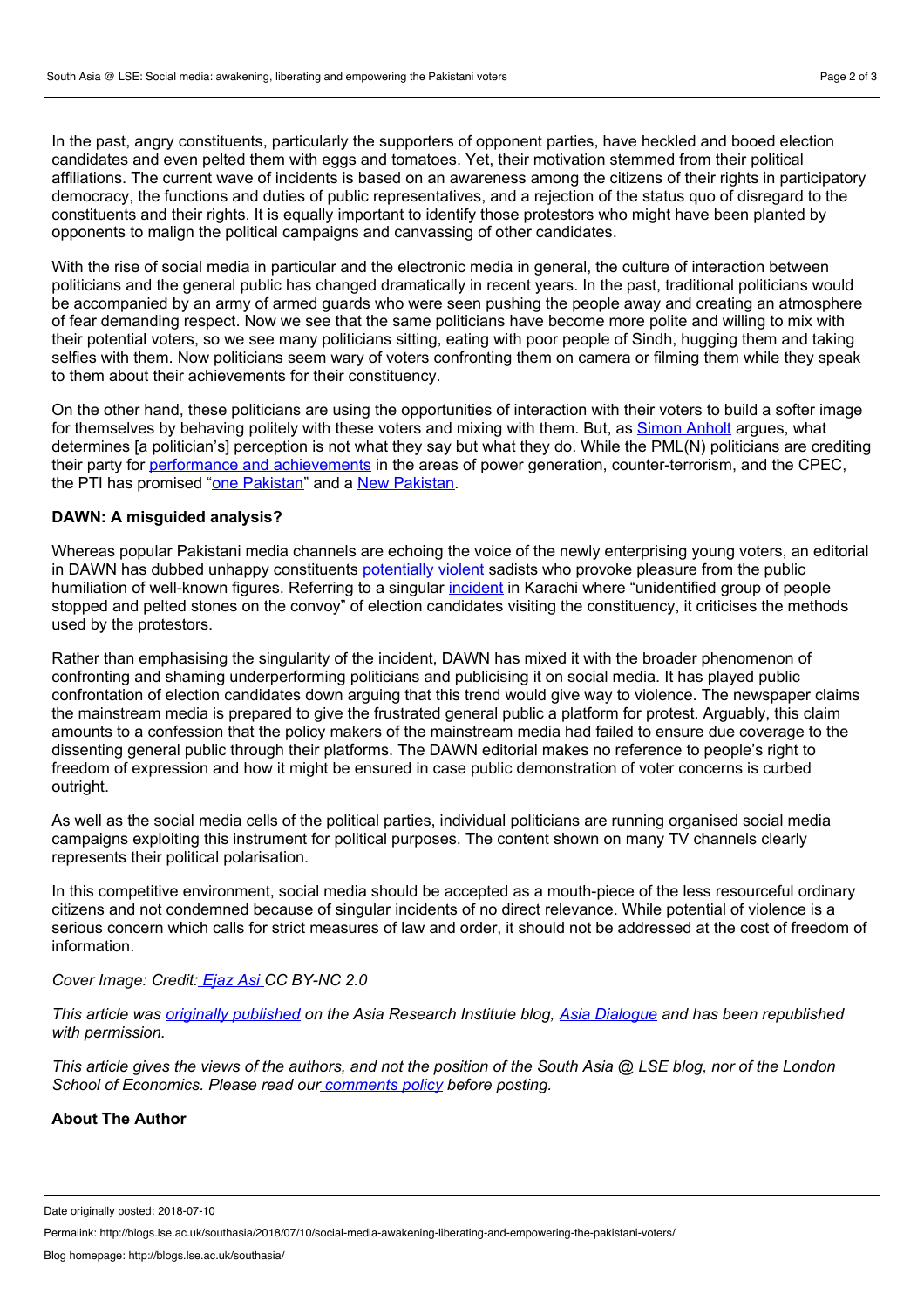In the past, angry constituents, particularly the supporters of opponent parties, have heckled and booed election candidates and even pelted them with eggs and tomatoes. Yet, their motivation stemmed from their political affiliations. The current wave of incidents is based on an awareness among the citizens of their rights in participatory democracy, the functions and duties of public representatives, and a rejection of the status quo of disregard to the constituents and their rights. It is equally important to identify those protestors who might have been planted by opponents to malign the political campaigns and canvassing of other candidates.

With the rise of social media in particular and the electronic media in general, the culture of interaction between politicians and the general public has changed dramatically in recent years. In the past, traditional politicians would be accompanied by an army of armed guards who were seen pushing the people away and creating an atmosphere of fear demanding respect. Now we see that the same politicians have become more polite and willing to mix with their potential voters, so we see many politicians sitting, eating with poor people of Sindh, hugging them and taking selfies with them. Now politicians seem wary of voters confronting them on camera or filming them while they speak to them about their achievements for their constituency.

On the other hand, these politicians are using the opportunities of interaction with their voters to build a softer image for themselves by behaving politely with these voters and mixing with them. But, as Simon Anholt argues, what determines [a politician's] perception is not what they say but what they do. While the PML(N) politicians are crediting their party for performance and achievements in the areas of power generation, counter-terrorism, and the CPEC, the PTI has promised "one Pakistan" and a New Pakistan.

**DAWN: A misguided analysis?**

Whereas popular Pakistani media channels are echoing the voice of the newly enterprising young voters, an editorial in DAWN has dubbed unhappy constituents potentially violent sadists who provoke pleasure from the public humiliation of well-known figures. Referring to a singular incident in Karachi where "unidentified group of people stopped and pelted stones on the convoy" of election candidates visiting the constituency, it criticises the methods used by the protestors.

Rather than emphasising the singularity of the incident, DAWN has mixed it with the broader phenomenon of confronting and shaming underperforming politicians and publicising it on social media. It has played public confrontation of election candidates down arguing that this trend would give way to violence. The newspaper claims the mainstream media is prepared to give the frustrated general public a platform for protest. Arguably, this claim amounts to a confession that the policy makers of the mainstream media had failed to ensure due coverage to the dissenting general public through their platforms. The DAWN editorial makes no reference to people's right to freedom of expression and how it might be ensured in case public demonstration of voter concerns is curbed outright.

As well as the social media cells of the political parties, individual politicians are running organised social media campaigns exploiting this instrument for political purposes. The content shown on many TV channels clearly represents their political polarisation.

In this competitive environment, social media should be accepted as a mouth-piece of the less resourceful ordinary citizens and not condemned because of singular incidents of no direct relevance. While potential of violence is a serious concern which calls for strict measures of law and order, it should not be addressed at the cost of freedom of information.

*Cover Image: Credit: Ejaz Asi CC BY-NC 2.0*

*This article was originally published on the Asia Research Institute blog, Asia Dialogue and has been republished with permission.*

*This article gives the views of the authors, and not the position of the South Asia @ LSE blog, nor of the London School of Economics. Please read our comments policy before posting.*

**About The Author**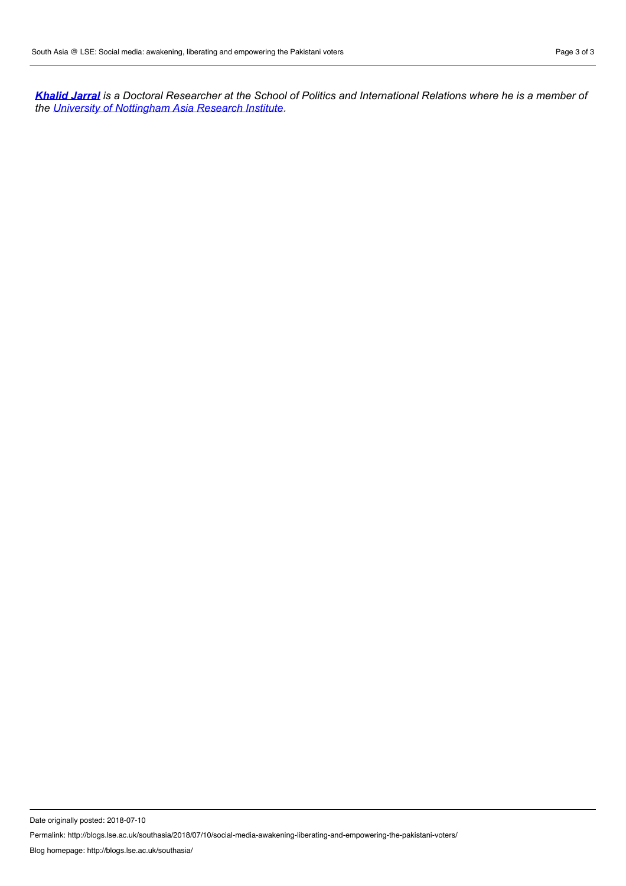***Khalid Jarral** is a Doctoral Researcher at the School of Politics and International Relations where he is a member of the University of Nottingham Asia Research Institute.*

Date originally posted: 2018-07-10

Permalink: http://blogs.lse.ac.uk/southasia/2018/07/10/social-media-awakening-liberating-and-empowering-the-pakistani-voters/

Blog homepage: http://blogs.lse.ac.uk/southasia/